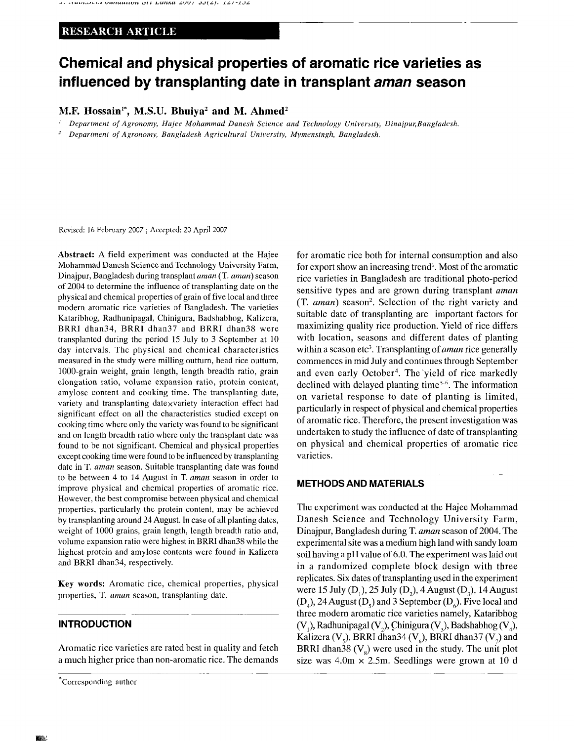RESEARCH ARTICLE

# Chemical and physical properties of aromatic rice varieties as influenced by transplanting date in transplant *aman* season

**M.F. Hossain[1*], M.S.U. Bhuiya[2] and M. Ahmed[2]**

[1] *Department of Agronomy, Hajee Mohammad Danesh Science and Technology University, Dinajpur, Bangladesh.*

[2] *Department of Agronomy, Bangladesh Agricultural University, Mymensingh, Bangladesh.*

Revised: 16 February 2007 ; Accepted: 20 April 2007

**Abstract:** A field experiment was conducted at the Hajee Mohammad Danesh Science and Technology University Farm, Dinajpur, Bangladesh during transplant *aman* (T. *aman*) season of 2004 to determine the influence of transplanting date on the physical and chemical properties of grain of five local and three modern aromatic rice varieties of Bangladesh. The varieties Kataribhog, Radhunipagal, Chinigura, Badshabhog, Kalizera, BRRI dhan34, BRRI dhan37 and BRRI dhan38 were transplanted during the period 15 July to 3 September at 10 day intervals. The physical and chemical characteristics measured in the study were milling outturn, head rice outturn, 1000-grain weight, grain length, length breadth ratio, grain elongation ratio, volume expansion ratio, protein content, amylose content and cooking time. The transplanting date, variety and transplanting date×variety interaction effect had significant effect on all the characteristics studied except on cooking time where only the variety was found to be significant and on length breadth ratio where only the transplant date was found to be not significant. Chemical and physical properties except cooking time were found to be influenced by transplanting date in T. *aman* season. Suitable transplanting date was found to be between 4 to 14 August in T. *aman* season in order to improve physical and chemical properties of aromatic rice. However, the best compromise between physical and chemical properties, particularly the protein content, may be achieved by transplanting around 24 August. In case of all planting dates, weight of 1000 grains, grain length, length breadth ratio and, volume expansion ratio were highest in BRRI dhan38 while the highest protein and amylose contents were found in Kalizera and BRRI dhan34, respectively.

**Key words:** Aromatic rice, chemical properties, physical properties, T. *aman* season, transplanting date.

## INTRODUCTION

Aromatic rice varieties are rated best in quality and fetch a much higher price than non-aromatic rice. The demands for aromatic rice both for internal consumption and also for export show an increasing trend[1]. Most of the aromatic rice varieties in Bangladesh are traditional photo-period sensitive types and are grown during transplant *aman* (T. *aman*) season[2]. Selection of the right variety and suitable date of transplanting are important factors for maximizing quality rice production. Yield of rice differs with location, seasons and different dates of planting within a season etc[3]. Transplanting of *aman* rice generally commences in mid July and continues through September and even early October[4]. The yield of rice markedly declined with delayed planting time[5-6]. The information on varietal response to date of planting is limited, particularly in respect of physical and chemical properties of aromatic rice. Therefore, the present investigation was undertaken to study the influence of date of transplanting on physical and chemical properties of aromatic rice varieties.

## METHODS AND MATERIALS

The experiment was conducted at the Hajee Mohammad Danesh Science and Technology University Farm, Dinajpur, Bangladesh during T. *aman* season of 2004. The experimental site was a medium high land with sandy loam soil having a pH value of 6.0. The experiment was laid out in a randomized complete block design with three replicates. Six dates of transplanting used in the experiment were 15 July ($D_1$), 25 July ($D_2$), 4 August ($D_3$), 14 August ($D_4$), 24 August ($D_5$) and 3 September ($D_6$). Five local and three modern aromatic rice varieties namely, Kataribhog ($V_1$), Radhunipagal ($V_2$), Chinigura ($V_3$), Badshabhog ($V_4$), Kalizera ($V_5$), BRRI dhan34 ($V_6$), BRRI dhan37 ($V_7$) and BRRI dhan38 ($V_8$) were used in the study. The unit plot size was 4.0m × 2.5m. Seedlings were grown at 10 d

*Corresponding author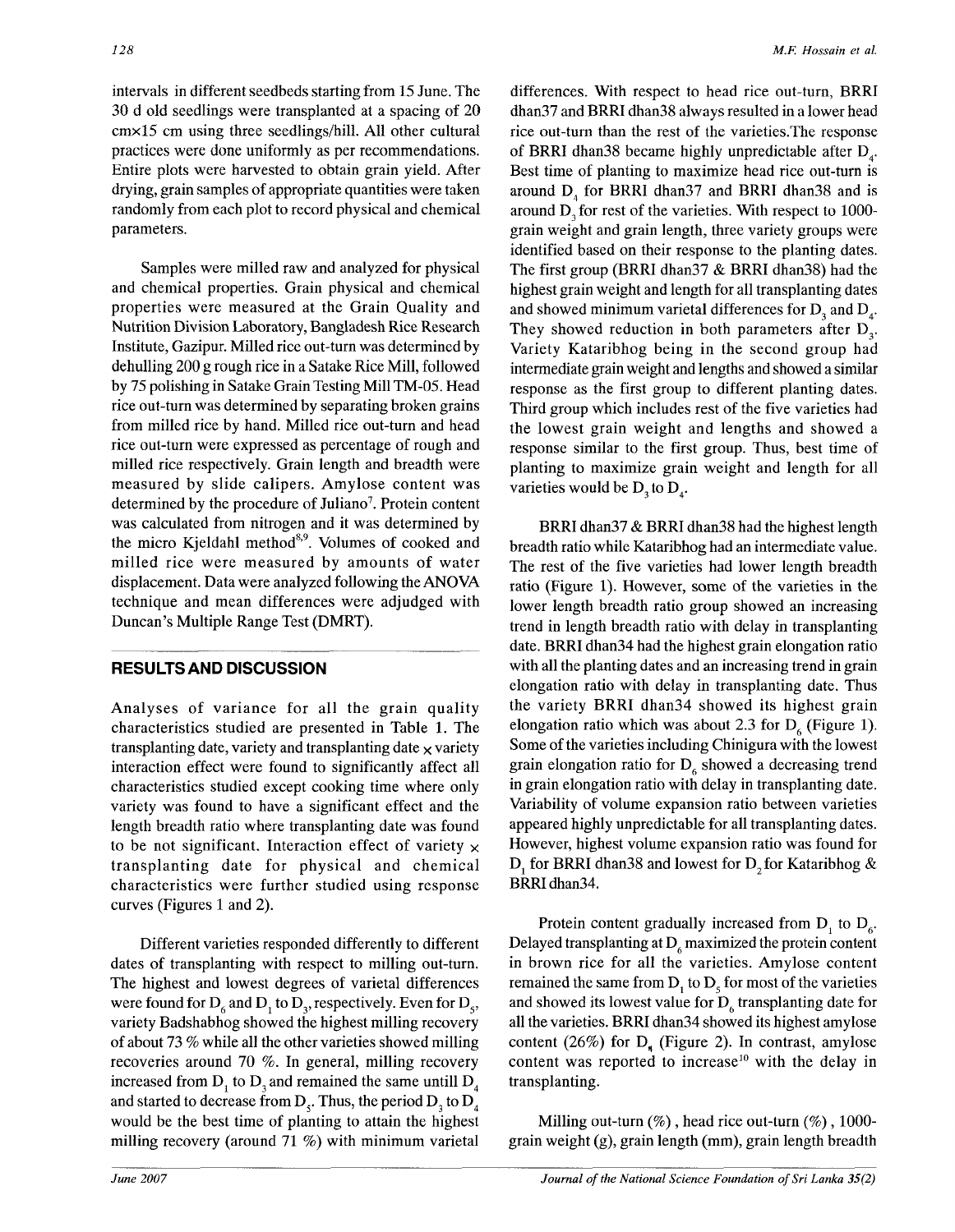intervals in different seedbeds starting from 15 June. The 30 d old seedlings were transplanted at a spacing of 20 cm×15 cm using three seedlings/hill. All other cultural practices were done uniformly as per recommendations. Entire plots were harvested to obtain grain yield. After drying, grain samples of appropriate quantities were taken randomly from each plot to record physical and chemical parameters.

Samples were milled raw and analyzed for physical and chemical properties. Grain physical and chemical properties were measured at the Grain Quality and Nutrition Division Laboratory, Bangladesh Rice Research Institute, Gazipur. Milled rice out-turn was determined by dehulling 200 g rough rice in a Satake Rice Mill, followed by 75 polishing in Satake Grain Testing Mill TM-05. Head rice out-turn was determined by separating broken grains from milled rice by hand. Milled rice out-turn and head rice out-turn were expressed as percentage of rough and milled rice respectively. Grain length and breadth were measured by slide calipers. Amylose content was determined by the procedure of Juliano[7]. Protein content was calculated from nitrogen and it was determined by the micro Kjeldahl method[8,9]. Volumes of cooked and milled rice were measured by amounts of water displacement. Data were analyzed following the ANOVA technique and mean differences were adjudged with Duncan's Multiple Range Test (DMRT).

## RESULTS AND DISCUSSION

Analyses of variance for all the grain quality characteristics studied are presented in Table 1. The transplanting date, variety and transplanting date × variety interaction effect were found to significantly affect all characteristics studied except cooking time where only variety was found to have a significant effect and the length breadth ratio where transplanting date was found to be not significant. Interaction effect of variety × transplanting date for physical and chemical characteristics were further studied using response curves (Figures 1 and 2).

Different varieties responded differently to different dates of transplanting with respect to milling out-turn. The highest and lowest degrees of varietal differences were found for $D_6$ and $D_1$ to $D_3$, respectively. Even for $D_5$, variety Badshabhog showed the highest milling recovery of about 73 % while all the other varieties showed milling recoveries around 70 %. In general, milling recovery increased from $D_1$ to $D_3$ and remained the same untill $D_4$ and started to decrease from $D_5$. Thus, the period $D_3$ to $D_4$ would be the best time of planting to attain the highest milling recovery (around 71 %) with minimum varietal differences. With respect to head rice out-turn, BRRI dhan37 and BRRI dhan38 always resulted in a lower head rice out-turn than the rest of the varieties.The response of BRRI dhan38 became highly unpredictable after $D_4$. Best time of planting to maximize head rice out-turn is around $D_4$ for BRRI dhan37 and BRRI dhan38 and is around $D_3$ for rest of the varieties. With respect to 1000-grain weight and grain length, three variety groups were identified based on their response to the planting dates. The first group (BRRI dhan37 & BRRI dhan38) had the highest grain weight and length for all transplanting dates and showed minimum varietal differences for $D_3$ and $D_4$. They showed reduction in both parameters after $D_3$. Variety Kataribhog being in the second group had intermediate grain weight and lengths and showed a similar response as the first group to different planting dates. Third group which includes rest of the five varieties had the lowest grain weight and lengths and showed a response similar to the first group. Thus, best time of planting to maximize grain weight and length for all varieties would be $D_3$ to $D_4$.

BRRI dhan37 & BRRI dhan38 had the highest length breadth ratio while Kataribhog had an intermediate value. The rest of the five varieties had lower length breadth ratio (Figure 1). However, some of the varieties in the lower length breadth ratio group showed an increasing trend in length breadth ratio with delay in transplanting date. BRRI dhan34 had the highest grain elongation ratio with all the planting dates and an increasing trend in grain elongation ratio with delay in transplanting date. Thus the variety BRRI dhan34 showed its highest grain elongation ratio which was about 2.3 for $D_6$ (Figure 1). Some of the varieties including Chinigura with the lowest grain elongation ratio for $D_6$ showed a decreasing trend in grain elongation ratio with delay in transplanting date. Variability of volume expansion ratio between varieties appeared highly unpredictable for all transplanting dates. However, highest volume expansion ratio was found for $D_1$ for BRRI dhan38 and lowest for $D_2$ for Kataribhog & BRRI dhan34.

Protein content gradually increased from $D_1$ to $D_6$. Delayed transplanting at $D_6$ maximized the protein content in brown rice for all the varieties. Amylose content remained the same from $D_1$ to $D_5$ for most of the varieties and showed its lowest value for $D_6$ transplanting date for all the varieties. BRRI dhan34 showed its highest amylose content (26%) for $D_4$ (Figure 2). In contrast, amylose content was reported to increase[10] with the delay in transplanting.

Milling out-turn (%) , head rice out-turn (%) , 1000-grain weight (g), grain length (mm), grain length breadth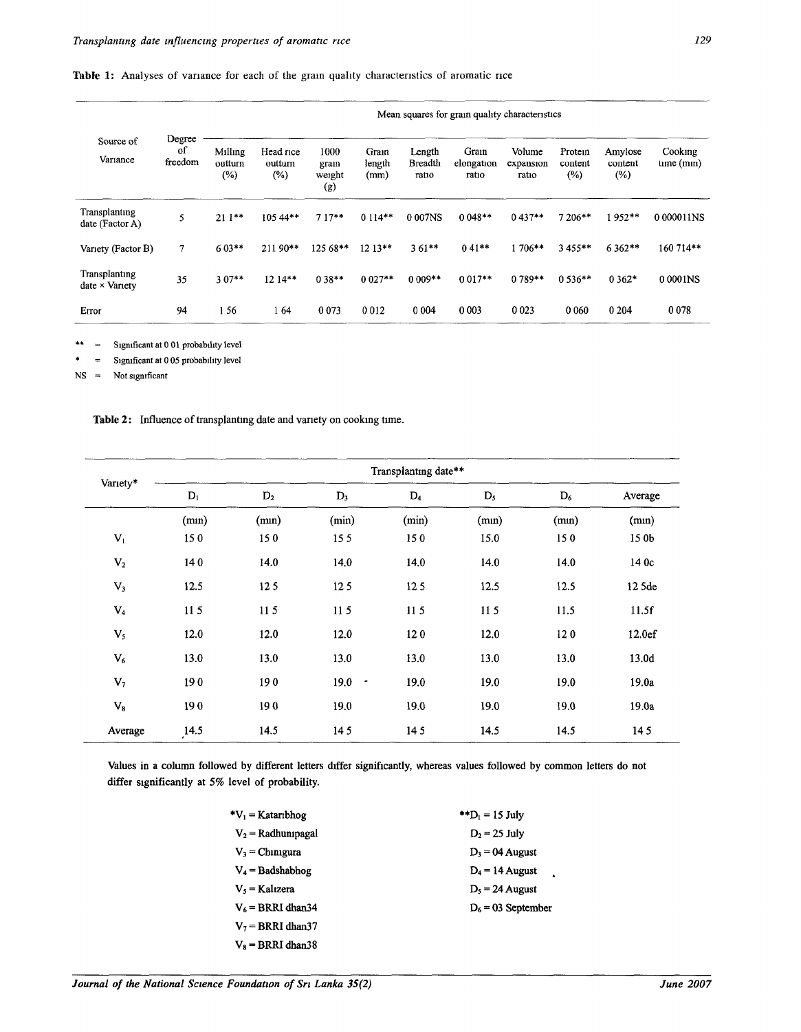**Table 1:** Analyses of variance for each of the grain quality characteristics of aromatic rice

| Source of Variance | Degree of freedom | Mean squares for grain quality characteristics | | | | | | | | | |
|---|---|---|---|---|---|---|---|---|---|---|---|
| | | Milling outturn (%) | Head rice outturn (%) | 1000 grain weight (g) | Grain length (mm) | Length Breadth ratio | Grain elongation ratio | Volume expansion ratio | Protein content (%) | Amylose content (%) | Cooking time (min) |
| Transplanting date (Factor A) | 5 | 21.1** | 105.44** | 7.17** | 0.114** | 0.007NS | 0.048** | 0.437** | 7.206** | 1.952** | 0.000011NS |
| Variety (Factor B) | 7 | 6.03** | 211.90** | 125.68** | 12.13** | 3.61** | 0.41** | 1.706** | 3.455** | 6.362** | 160.714** |
| Transplanting date × Variety | 35 | 3.07** | 12.14** | 0.38** | 0.027** | 0.009** | 0.017** | 0.789** | 0.536** | 0.362* | 0.0001NS |
| Error | 94 | 1.56 | 1.64 | 0.073 | 0.012 | 0.004 | 0.003 | 0.023 | 0.060 | 0.204 | 0.078 |

** = Significant at 0.01 probability level

\* = Significant at 0.05 probability level

NS = Not significant

**Table 2:** Influence of transplanting date and variety on cooking time.

| Variety* | Transplanting date** | | | | | | |
|---|---|---|---|---|---|---|---|
| | D1 | D2 | D3 | D4 | D5 | D6 | Average |
| | (min) | (min) | (min) | (min) | (min) | (min) | (min) |
| V1 | 15.0 | 15.0 | 15.5 | 15.0 | 15.0 | 15.0 | 15.0b |
| V2 | 14.0 | 14.0 | 14.0 | 14.0 | 14.0 | 14.0 | 14.0c |
| V3 | 12.5 | 12.5 | 12.5 | 12.5 | 12.5 | 12.5 | 12.5de |
| V4 | 11.5 | 11.5 | 11.5 | 11.5 | 11.5 | 11.5 | 11.5f |
| V5 | 12.0 | 12.0 | 12.0 | 12.0 | 12.0 | 12.0 | 12.0ef |
| V6 | 13.0 | 13.0 | 13.0 | 13.0 | 13.0 | 13.0 | 13.0d |
| V7 | 19.0 | 19.0 | 19.0 | 19.0 | 19.0 | 19.0 | 19.0a |
| V8 | 19.0 | 19.0 | 19.0 | 19.0 | 19.0 | 19.0 | 19.0a |
| Average | 14.5 | 14.5 | 14.5 | 14.5 | 14.5 | 14.5 | 14.5 |

Values in a column followed by different letters differ significantly, whereas values followed by common letters do not differ significantly at 5% level of probability.

\*$V_1$ = Kataribhog
$V_2$ = Radhunipagal
$V_3$ = Chinigura
$V_4$ = Badshabhog
$V_5$ = Kalizera
$V_6$ = BRRI dhan34
$V_7$ = BRRI dhan37
$V_8$ = BRRI dhan38

\*\*$D_1$ = 15 July
$D_2$ = 25 July
$D_3$ = 04 August
$D_4$ = 14 August
$D_5$ = 24 August
$D_6$ = 03 September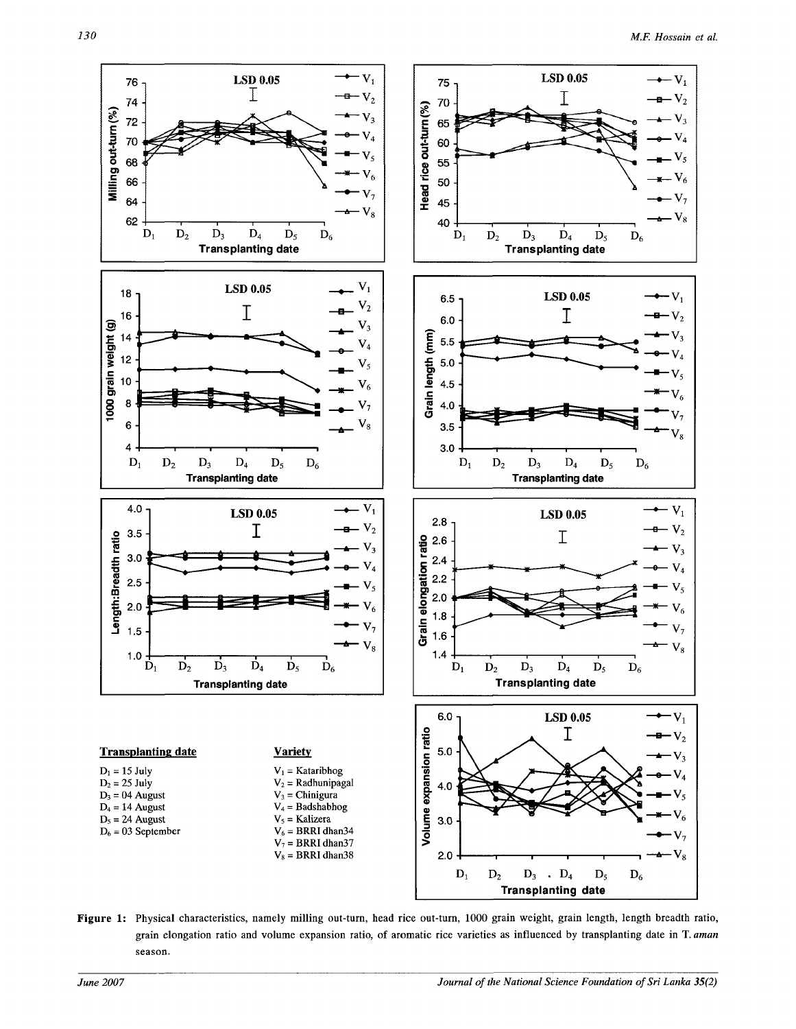**Transplanting date**

$D_1$ = 15 July
$D_2$ = 25 July
$D_3$ = 04 August
$D_4$ = 14 August
$D_5$ = 24 August
$D_6$ = 03 September

**Variety**

$V_1$ = Kataribhog
$V_2$ = Radhunipagal
$V_3$ = Chinigura
$V_4$ = Badshabhog
$V_5$ = Kalizera
$V_6$ = BRRI dhan34
$V_7$ = BRRI dhan37
$V_8$ = BRRI dhan38

**Figure 1:** Physical characteristics, namely milling out-turn, head rice out-turn, 1000 grain weight, grain length, length breadth ratio, grain elongation ratio and volume expansion ratio, of aromatic rice varieties as influenced by transplanting date in T. *aman* season.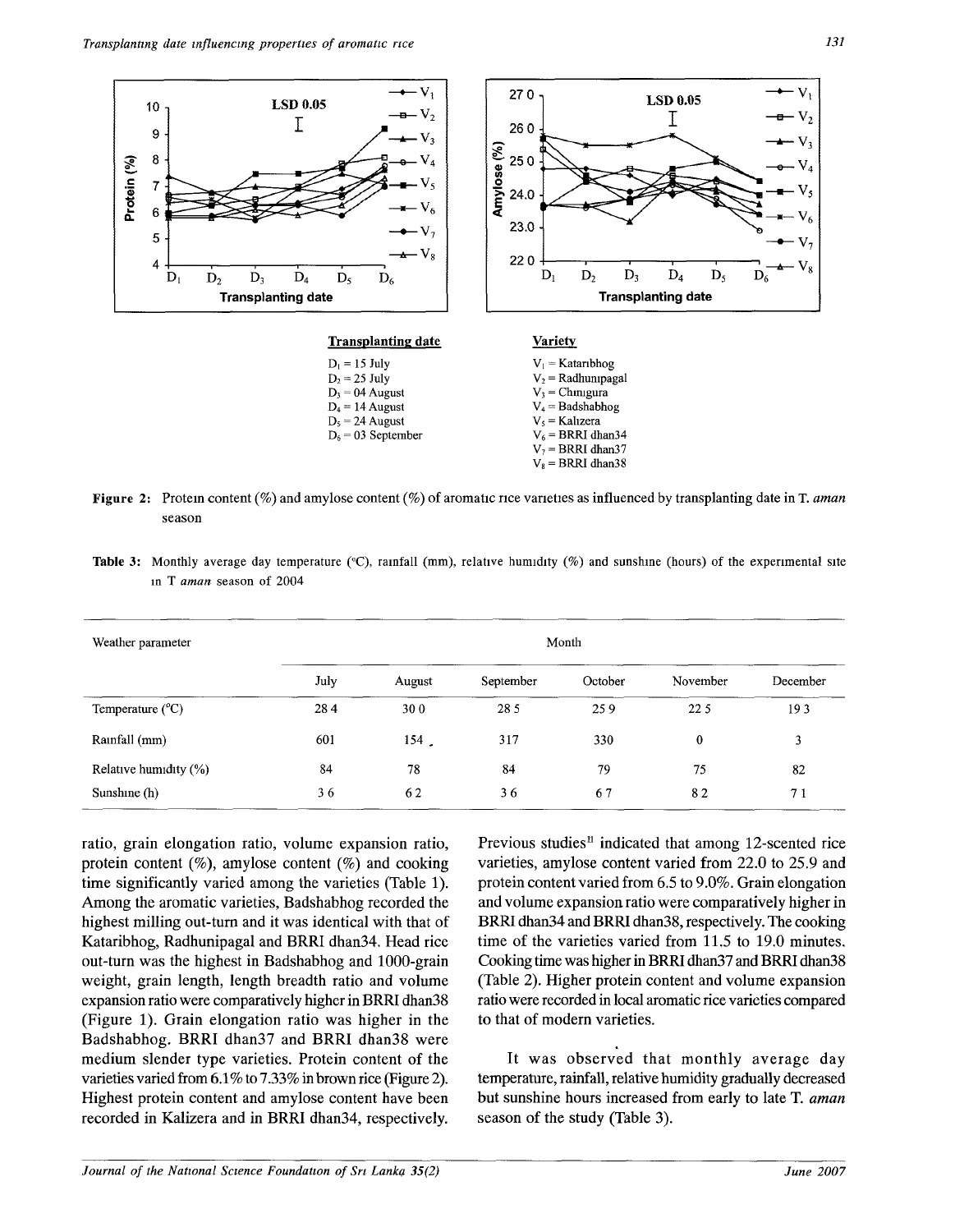Transplanting date | Variety
---|---
$D_1$ = 15 July | $V_1$ = Kataribhog
$D_2$ = 25 July | $V_2$ = Radhunipagal
$D_3$ = 04 August | $V_3$ = Chinigura
$D_4$ = 14 August | $V_4$ = Badshabhog
$D_5$ = 24 August | $V_5$ = Kalizera
$D_6$ = 03 September | $V_6$ = BRRI dhan34
 | $V_7$ = BRRI dhan37
 | $V_8$ = BRRI dhan38

**Figure 2:** Protein content (%) and amylose content (%) of aromatic rice varieties as influenced by transplanting date in T. *aman* season

**Table 3:** Monthly average day temperature (°C), rainfall (mm), relative humidity (%) and sunshine (hours) of the experimental site in T *aman* season of 2004

| Weather parameter | Month | | | | | |
|---|---|---|---|---|---|---|
| | July | August | September | October | November | December |
| Temperature (°C) | 28.4 | 30.0 | 28.5 | 25.9 | 22.5 | 19.3 |
| Rainfall (mm) | 601 | 154 | 317 | 330 | 0 | 3 |
| Relative humidity (%) | 84 | 78 | 84 | 79 | 75 | 82 |
| Sunshine (h) | 3.6 | 6.2 | 3.6 | 6.7 | 8.2 | 7.1 |

ratio, grain elongation ratio, volume expansion ratio, protein content (%), amylose content (%) and cooking time significantly varied among the varieties (Table 1). Among the aromatic varieties, Badshabhog recorded the highest milling out-turn and it was identical with that of Kataribhog, Radhunipagal and BRRI dhan34. Head rice out-turn was the highest in Badshabhog and 1000-grain weight, grain length, length breadth ratio and volume expansion ratio were comparatively higher in BRRI dhan38 (Figure 1). Grain elongation ratio was higher in the Badshabhog. BRRI dhan37 and BRRI dhan38 were medium slender type varieties. Protein content of the varieties varied from 6.1% to 7.33% in brown rice (Figure 2). Highest protein content and amylose content have been recorded in Kalizera and in BRRI dhan34, respectively. Previous studies[11] indicated that among 12-scented rice varieties, amylose content varied from 22.0 to 25.9 and protein content varied from 6.5 to 9.0%. Grain elongation and volume expansion ratio were comparatively higher in BRRI dhan34 and BRRI dhan38, respectively. The cooking time of the varieties varied from 11.5 to 19.0 minutes. Cooking time was higher in BRRI dhan37 and BRRI dhan38 (Table 2). Higher protein content and volume expansion ratio were recorded in local aromatic rice varieties compared to that of modern varieties.

It was observed that monthly average day temperature, rainfall, relative humidity gradually decreased but sunshine hours increased from early to late T. *aman* season of the study (Table 3).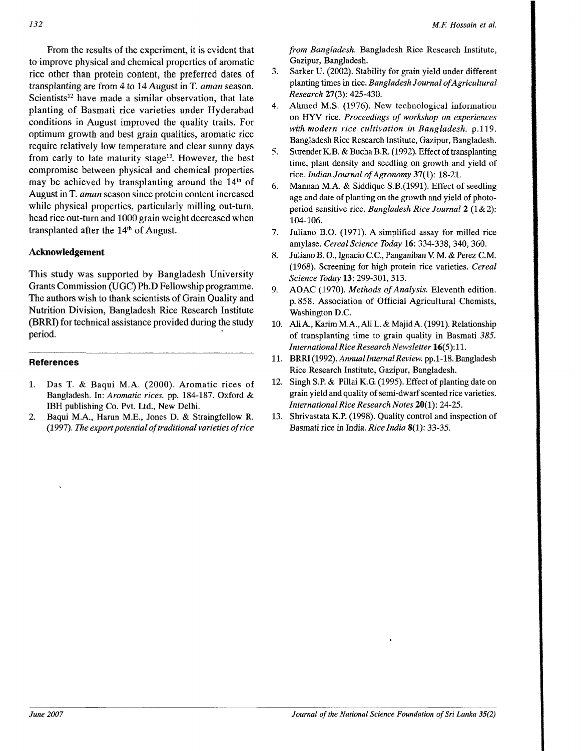From the results of the experiment, it is evident that to improve physical and chemical properties of aromatic rice other than protein content, the preferred dates of transplanting are from 4 to 14 August in T. *aman* season. Scientists[12] have made a similar observation, that late planting of Basmati rice varieties under Hyderabad conditions in August improved the quality traits. For optimum growth and best grain qualities, aromatic rice require relatively low temperature and clear sunny days from early to late maturity stage[13]. However, the best compromise between physical and chemical properties may be achieved by transplanting around the 14th of August in T. *aman* season since protein content increased while physical properties, particularly milling out-turn, head rice out-turn and 1000 grain weight decreased when transplanted after the 14th of August.

## Acknowledgement

This study was supported by Bangladesh University Grants Commission (UGC) Ph.D Fellowship programme. The authors wish to thank scientists of Grain Quality and Nutrition Division, Bangladesh Rice Research Institute (BRRI) for technical assistance provided during the study period.

## References

1. Das T. & Baqui M.A. (2000). Aromatic rices of Bangladesh. In: *Aromatic rices.* pp. 184-187. Oxford & IBH publishing Co. Pvt. Ltd., New Delhi.
2. Baqui M.A., Harun M.E., Jones D. & Straingfellow R. (1997). *The export potential of traditional varieties of rice from Bangladesh.* Bangladesh Rice Research Institute, Gazipur, Bangladesh.
3. Sarker U. (2002). Stability for grain yield under different planting times in rice. *Bangladesh Journal of Agricultural Research* **27**(3): 425-430.
4. Ahmed M.S. (1976). New technological information on HYV rice. *Proceedings of workshop on experiences with modern rice cultivation in Bangladesh.* p.119. Bangladesh Rice Research Institute, Gazipur, Bangladesh.
5. Surender K.B. & Bucha B.R. (1992). Effect of transplanting time, plant density and seedling on growth and yield of rice. *Indian Journal of Agronomy* **37**(1): 18-21.
6. Mannan M.A. & Siddique S.B.(1991). Effect of seedling age and date of planting on the growth and yield of photo-period sensitive rice. *Bangladesh Rice Journal* **2** (1&2): 104-106.
7. Juliano B.O. (1971). A simplified assay for milled rice amylase. *Cereal Science Today* **16**: 334-338, 340, 360.
8. Juliano B. O., Ignacio C.C., Panganiban V. M. & Perez C.M. (1968). Screening for high protein rice varieties. *Cereal Science Today* **13**: 299-301, 313.
9. AOAC (1970). *Methods of Analysis.* Eleventh edition. p. 858. Association of Official Agricultural Chemists, Washington D.C.
10. Ali A., Karim M.A., Ali L. & Majid A. (1991). Relationship of transplanting time to grain quality in Basmati *385*. *International Rice Research Newsletter* **16**(5):11.
11. BRRI (1992). *Annual Internal Review.* pp.1-18. Bangladesh Rice Research Institute, Gazipur, Bangladesh.
12. Singh S.P. & Pillai K.G. (1995). Effect of planting date on grain yield and quality of semi-dwarf scented rice varieties. *International Rice Research Notes* **20**(1): 24-25.
13. Shrivastata K.P. (1998). Quality control and inspection of Basmati rice in India. *Rice India* **8**(1): 33-35.